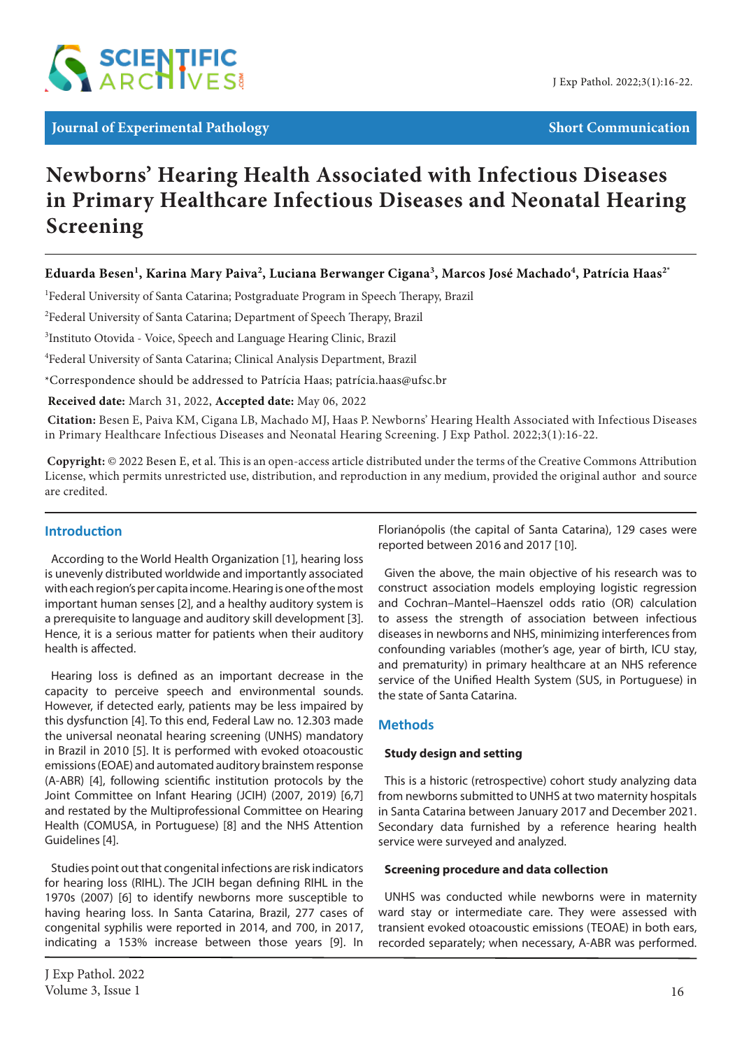Journal of Experimental Pathology | Short Communication

# Newborns' Hearing Health Associated with Infectious Diseases in Primary Healthcare Infectious Diseases and Neonatal Hearing Screening

**Eduarda Besen[1], Karina Mary Paiva[2], Luciana Berwanger Cigana[3], Marcos José Machado[4], Patrícia Haas[2*]**

[1]Federal University of Santa Catarina; Postgraduate Program in Speech Therapy, Brazil

[2]Federal University of Santa Catarina; Department of Speech Therapy, Brazil

[3]Instituto Otovida - Voice, Speech and Language Hearing Clinic, Brazil

[4]Federal University of Santa Catarina; Clinical Analysis Department, Brazil

*Correspondence should be addressed to Patrícia Haas; patrícia.haas@ufsc.br

**Received date:** March 31, 2022, **Accepted date:** May 06, 2022

**Citation:** Besen E, Paiva KM, Cigana LB, Machado MJ, Haas P. Newborns' Hearing Health Associated with Infectious Diseases in Primary Healthcare Infectious Diseases and Neonatal Hearing Screening. J Exp Pathol. 2022;3(1):16-22.

**Copyright:** © 2022 Besen E, et al. This is an open-access article distributed under the terms of the Creative Commons Attribution License, which permits unrestricted use, distribution, and reproduction in any medium, provided the original author and source are credited.

## Introduction

According to the World Health Organization [1], hearing loss is unevenly distributed worldwide and importantly associated with each region's per capita income. Hearing is one of the most important human senses [2], and a healthy auditory system is a prerequisite to language and auditory skill development [3]. Hence, it is a serious matter for patients when their auditory health is affected.

Hearing loss is defined as an important decrease in the capacity to perceive speech and environmental sounds. However, if detected early, patients may be less impaired by this dysfunction [4]. To this end, Federal Law no. 12.303 made the universal neonatal hearing screening (UNHS) mandatory in Brazil in 2010 [5]. It is performed with evoked otoacoustic emissions (EOAE) and automated auditory brainstem response (A-ABR) [4], following scientific institution protocols by the Joint Committee on Infant Hearing (JCIH) (2007, 2019) [6,7] and restated by the Multiprofessional Committee on Hearing Health (COMUSA, in Portuguese) [8] and the NHS Attention Guidelines [4].

Studies point out that congenital infections are risk indicators for hearing loss (RIHL). The JCIH began defining RIHL in the 1970s (2007) [6] to identify newborns more susceptible to having hearing loss. In Santa Catarina, Brazil, 277 cases of congenital syphilis were reported in 2014, and 700, in 2017, indicating a 153% increase between those years [9]. In Florianópolis (the capital of Santa Catarina), 129 cases were reported between 2016 and 2017 [10].

Given the above, the main objective of his research was to construct association models employing logistic regression and Cochran–Mantel–Haenszel odds ratio (OR) calculation to assess the strength of association between infectious diseases in newborns and NHS, minimizing interferences from confounding variables (mother's age, year of birth, ICU stay, and prematurity) in primary healthcare at an NHS reference service of the Unified Health System (SUS, in Portuguese) in the state of Santa Catarina.

## Methods

### Study design and setting

This is a historic (retrospective) cohort study analyzing data from newborns submitted to UNHS at two maternity hospitals in Santa Catarina between January 2017 and December 2021. Secondary data furnished by a reference hearing health service were surveyed and analyzed.

### Screening procedure and data collection

UNHS was conducted while newborns were in maternity ward stay or intermediate care. They were assessed with transient evoked otoacoustic emissions (TEOAE) in both ears, recorded separately; when necessary, A-ABR was performed.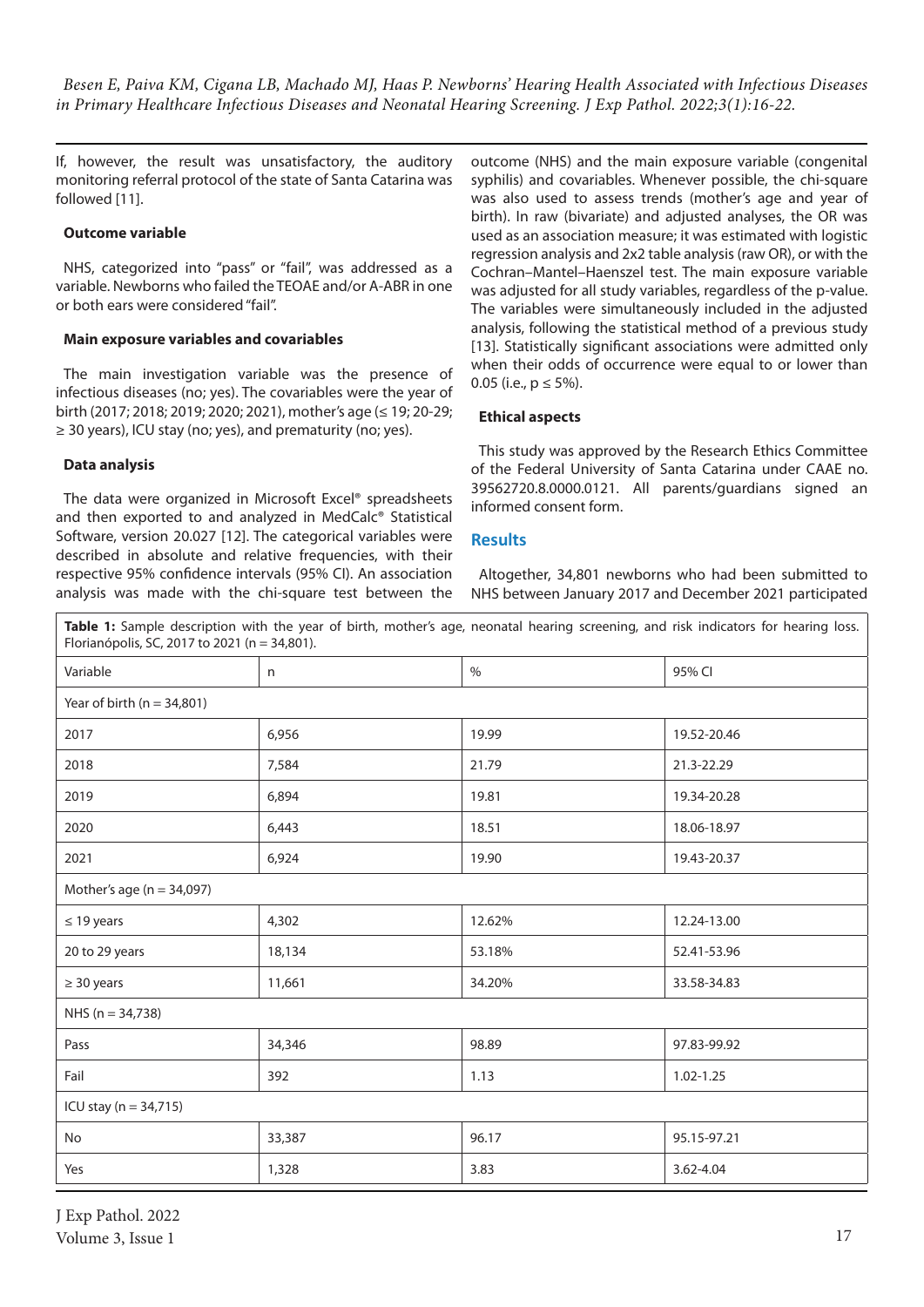If, however, the result was unsatisfactory, the auditory monitoring referral protocol of the state of Santa Catarina was followed [11].

### Outcome variable

NHS, categorized into "pass" or "fail", was addressed as a variable. Newborns who failed the TEOAE and/or A-ABR in one or both ears were considered "fail".

### Main exposure variables and covariables

The main investigation variable was the presence of infectious diseases (no; yes). The covariables were the year of birth (2017; 2018; 2019; 2020; 2021), mother's age (≤ 19; 20-29; ≥ 30 years), ICU stay (no; yes), and prematurity (no; yes).

### Data analysis

The data were organized in Microsoft Excel® spreadsheets and then exported to and analyzed in MedCalc® Statistical Software, version 20.027 [12]. The categorical variables were described in absolute and relative frequencies, with their respective 95% confidence intervals (95% CI). An association analysis was made with the chi-square test between the outcome (NHS) and the main exposure variable (congenital syphilis) and covariables. Whenever possible, the chi-square was also used to assess trends (mother's age and year of birth). In raw (bivariate) and adjusted analyses, the OR was used as an association measure; it was estimated with logistic regression analysis and 2x2 table analysis (raw OR), or with the Cochran–Mantel–Haenszel test. The main exposure variable was adjusted for all study variables, regardless of the p-value. The variables were simultaneously included in the adjusted analysis, following the statistical method of a previous study [13]. Statistically significant associations were admitted only when their odds of occurrence were equal to or lower than 0.05 (i.e., $p \leq 5\%$).

### Ethical aspects

This study was approved by the Research Ethics Committee of the Federal University of Santa Catarina under CAAE no. 39562720.8.0000.0121. All parents/guardians signed an informed consent form.

## Results

Altogether, 34,801 newborns who had been submitted to NHS between January 2017 and December 2021 participated

**Table 1:** Sample description with the year of birth, mother's age, neonatal hearing screening, and risk indicators for hearing loss. Florianópolis, SC, 2017 to 2021 (n = 34,801).

| Variable | n | % | 95% CI |
|---|---|---|---|
| Year of birth (n = 34,801) | | | |
| 2017 | 6,956 | 19.99 | 19.52-20.46 |
| 2018 | 7,584 | 21.79 | 21.3-22.29 |
| 2019 | 6,894 | 19.81 | 19.34-20.28 |
| 2020 | 6,443 | 18.51 | 18.06-18.97 |
| 2021 | 6,924 | 19.90 | 19.43-20.37 |
| Mother's age (n = 34,097) | | | |
| ≤ 19 years | 4,302 | 12.62% | 12.24-13.00 |
| 20 to 29 years | 18,134 | 53.18% | 52.41-53.96 |
| ≥ 30 years | 11,661 | 34.20% | 33.58-34.83 |
| NHS (n = 34,738) | | | |
| Pass | 34,346 | 98.89 | 97.83-99.92 |
| Fail | 392 | 1.13 | 1.02-1.25 |
| ICU stay (n = 34,715) | | | |
| No | 33,387 | 96.17 | 95.15-97.21 |
| Yes | 1,328 | 3.83 | 3.62-4.04 |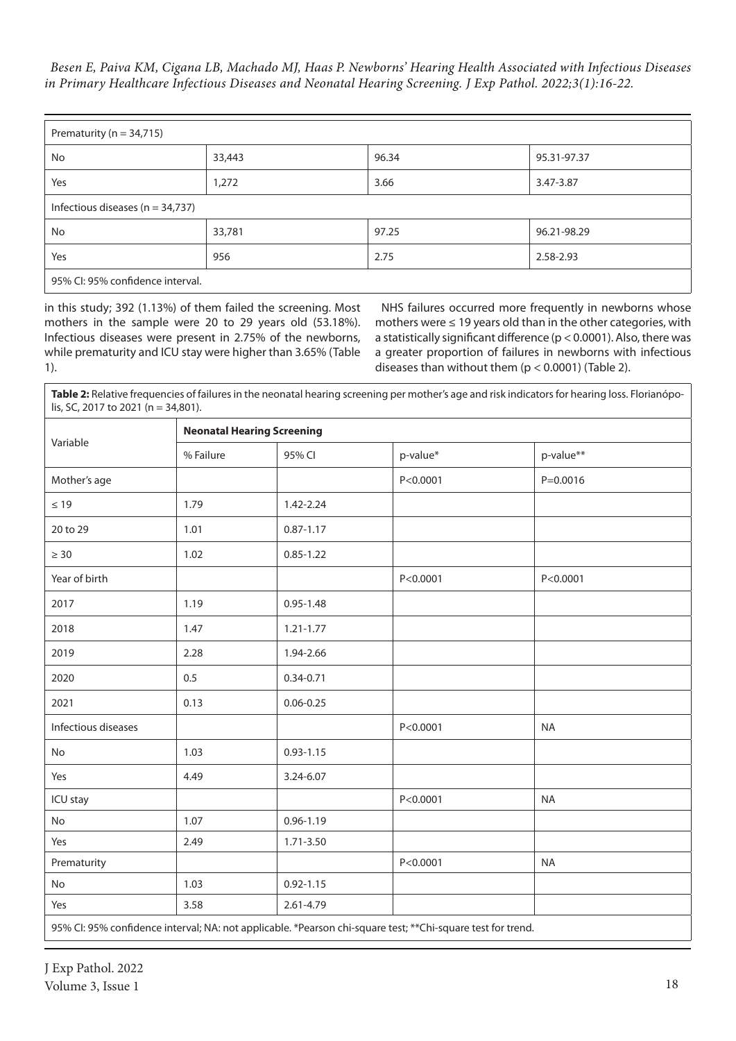| Prematurity (n = 34,715) | | | |
|---|---|---|---|
| No | 33,443 | 96.34 | 95.31-97.37 |
| Yes | 1,272 | 3.66 | 3.47-3.87 |
| Infectious diseases (n = 34,737) | | | |
| No | 33,781 | 97.25 | 96.21-98.29 |
| Yes | 956 | 2.75 | 2.58-2.93 |
| 95% CI: 95% confidence interval. | | | |

in this study; 392 (1.13%) of them failed the screening. Most mothers in the sample were 20 to 29 years old (53.18%). Infectious diseases were present in 2.75% of the newborns, while prematurity and ICU stay were higher than 3.65% (Table 1).

NHS failures occurred more frequently in newborns whose mothers were ≤ 19 years old than in the other categories, with a statistically significant difference ($p < 0.0001$). Also, there was a greater proportion of failures in newborns with infectious diseases than without them ($p < 0.0001$) (Table 2).

**Table 2:** Relative frequencies of failures in the neonatal hearing screening per mother's age and risk indicators for hearing loss. Florianópolis, SC, 2017 to 2021 (n = 34,801).

| Variable | Neonatal Hearing Screening | | | |
|---|---|---|---|---|
| | % Failure | 95% CI | p-value* | p-value** |
| Mother's age | | | P<0.0001 | P=0.0016 |
| ≤ 19 | 1.79 | 1.42-2.24 | | |
| 20 to 29 | 1.01 | 0.87-1.17 | | |
| ≥ 30 | 1.02 | 0.85-1.22 | | |
| Year of birth | | | P<0.0001 | P<0.0001 |
| 2017 | 1.19 | 0.95-1.48 | | |
| 2018 | 1.47 | 1.21-1.77 | | |
| 2019 | 2.28 | 1.94-2.66 | | |
| 2020 | 0.5 | 0.34-0.71 | | |
| 2021 | 0.13 | 0.06-0.25 | | |
| Infectious diseases | | | P<0.0001 | NA |
| No | 1.03 | 0.93-1.15 | | |
| Yes | 4.49 | 3.24-6.07 | | |
| ICU stay | | | P<0.0001 | NA |
| No | 1.07 | 0.96-1.19 | | |
| Yes | 2.49 | 1.71-3.50 | | |
| Prematurity | | | P<0.0001 | NA |
| No | 1.03 | 0.92-1.15 | | |
| Yes | 3.58 | 2.61-4.79 | | |

95% CI: 95% confidence interval; NA: not applicable. *Pearson chi-square test; **Chi-square test for trend.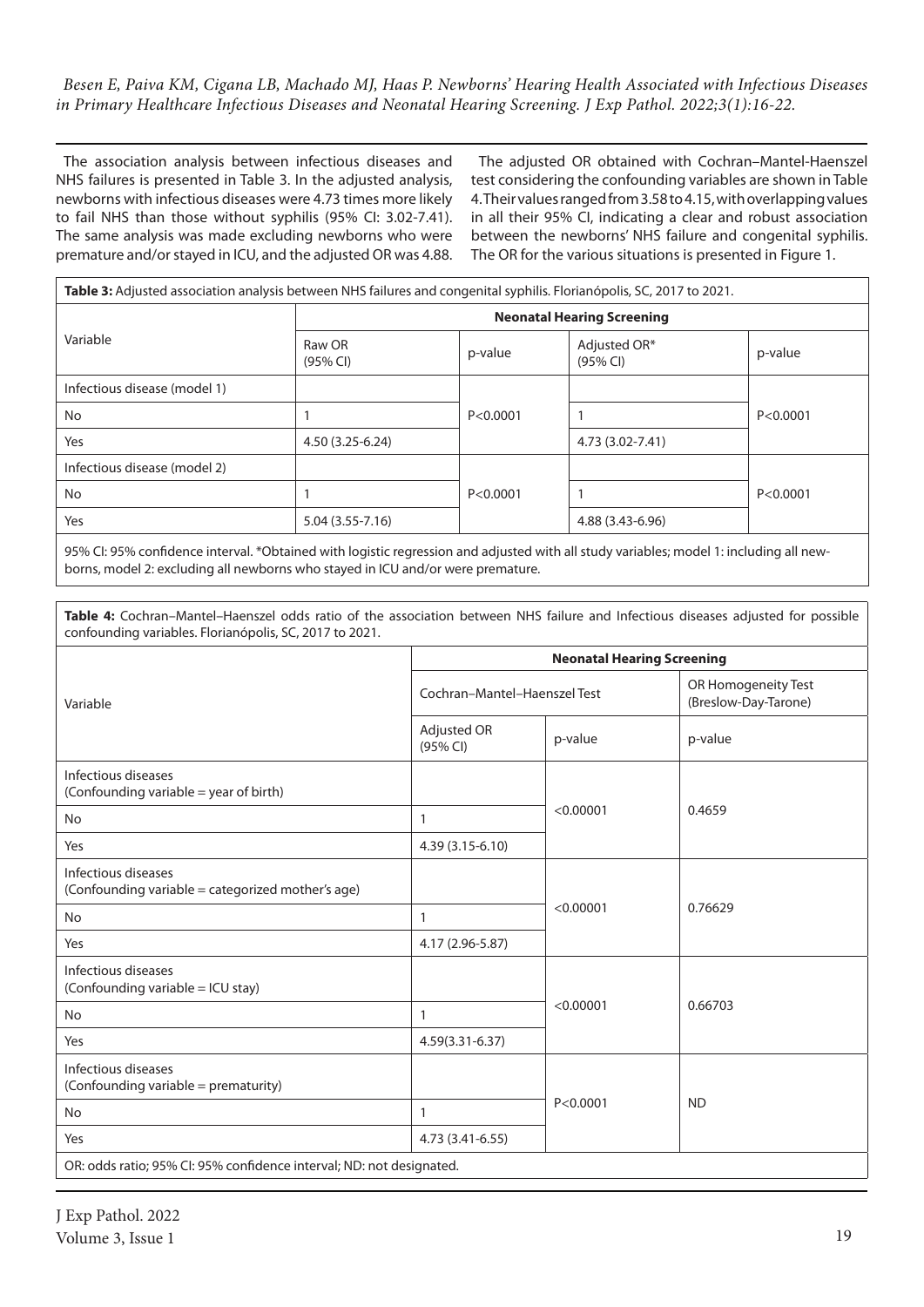The association analysis between infectious diseases and NHS failures is presented in Table 3. In the adjusted analysis, newborns with infectious diseases were 4.73 times more likely to fail NHS than those without syphilis (95% CI: 3.02-7.41). The same analysis was made excluding newborns who were premature and/or stayed in ICU, and the adjusted OR was 4.88.

The adjusted OR obtained with Cochran–Mantel-Haenszel test considering the confounding variables are shown in Table 4. Their values ranged from 3.58 to 4.15, with overlapping values in all their 95% CI, indicating a clear and robust association between the newborns' NHS failure and congenital syphilis. The OR for the various situations is presented in Figure 1.

**Table 3:** Adjusted association analysis between NHS failures and congenital syphilis. Florianópolis, SC, 2017 to 2021.

| Variable | Neonatal Hearing Screening | | | |
|---|---|---|---|---|
| | Raw OR (95% CI) | p-value | Adjusted OR* (95% CI) | p-value |
| Infectious disease (model 1) | | | | |
| No | 1 | P<0.0001 | 1 | P<0.0001 |
| Yes | 4.50 (3.25-6.24) | | 4.73 (3.02-7.41) | |
| Infectious disease (model 2) | | | | |
| No | 1 | P<0.0001 | 1 | P<0.0001 |
| Yes | 5.04 (3.55-7.16) | | 4.88 (3.43-6.96) | |

95% CI: 95% confidence interval. *Obtained with logistic regression and adjusted with all study variables; model 1: including all newborns, model 2: excluding all newborns who stayed in ICU and/or were premature.

**Table 4:** Cochran–Mantel–Haenszel odds ratio of the association between NHS failure and Infectious diseases adjusted for possible confounding variables. Florianópolis, SC, 2017 to 2021.

| Variable | Neonatal Hearing Screening | | |
|---|---|---|---|
| | Cochran–Mantel–Haenszel Test | | OR Homogeneity Test (Breslow-Day-Tarone) |
| | Adjusted OR (95% CI) | p-value | p-value |
| Infectious diseases (Confounding variable = year of birth) | | | |
| No | 1 | <0.00001 | 0.4659 |
| Yes | 4.39 (3.15-6.10) | | |
| Infectious diseases (Confounding variable = categorized mother's age) | | | |
| No | 1 | <0.00001 | 0.76629 |
| Yes | 4.17 (2.96-5.87) | | |
| Infectious diseases (Confounding variable = ICU stay) | | | |
| No | 1 | <0.00001 | 0.66703 |
| Yes | 4.59(3.31-6.37) | | |
| Infectious diseases (Confounding variable = prematurity) | | | |
| No | 1 | P<0.0001 | ND |
| Yes | 4.73 (3.41-6.55) | | |

OR: odds ratio; 95% CI: 95% confidence interval; ND: not designated.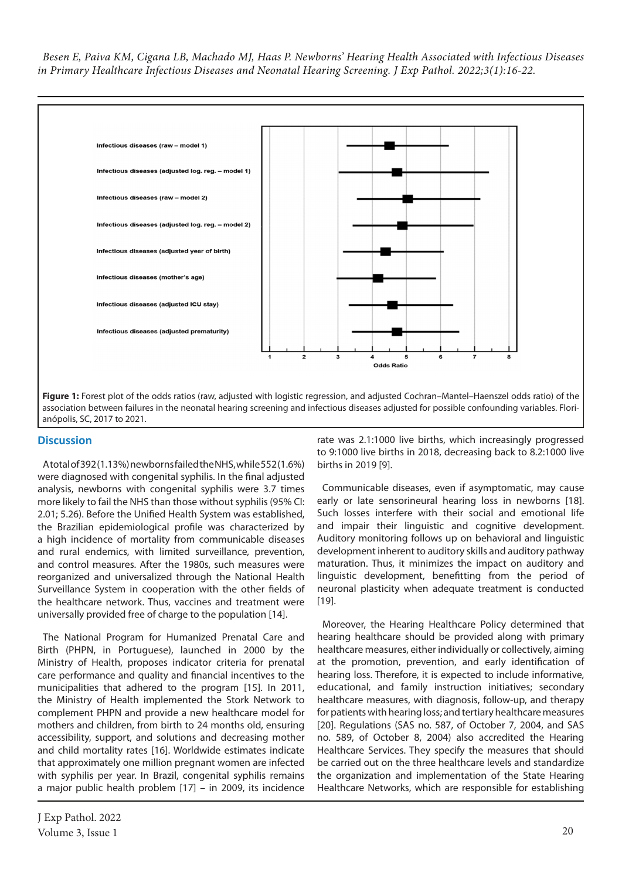Infectious diseases (raw – model 1)

Infectious diseases (adjusted log. reg. – model 1)

Infectious diseases (raw – model 2)

Infectious diseases (adjusted log. reg. – model 2)

Infectious diseases (adjusted year of birth)

Infectious diseases (mother's age)

Infectious diseases (adjusted ICU stay)

Infectious diseases (adjusted prematurity)

1 2 3 4 5 6 7 8

Odds Ratio

**Figure 1:** Forest plot of the odds ratios (raw, adjusted with logistic regression, and adjusted Cochran–Mantel–Haenszel odds ratio) of the association between failures in the neonatal hearing screening and infectious diseases adjusted for possible confounding variables. Florianópolis, SC, 2017 to 2021.

## Discussion

A total of 392 (1.13%) newborns failed the NHS, while 552 (1.6%) were diagnosed with congenital syphilis. In the final adjusted analysis, newborns with congenital syphilis were 3.7 times more likely to fail the NHS than those without syphilis (95% CI: 2.01; 5.26). Before the Unified Health System was established, the Brazilian epidemiological profile was characterized by a high incidence of mortality from communicable diseases and rural endemics, with limited surveillance, prevention, and control measures. After the 1980s, such measures were reorganized and universalized through the National Health Surveillance System in cooperation with the other fields of the healthcare network. Thus, vaccines and treatment were universally provided free of charge to the population [14].

The National Program for Humanized Prenatal Care and Birth (PHPN, in Portuguese), launched in 2000 by the Ministry of Health, proposes indicator criteria for prenatal care performance and quality and financial incentives to the municipalities that adhered to the program [15]. In 2011, the Ministry of Health implemented the Stork Network to complement PHPN and provide a new healthcare model for mothers and children, from birth to 24 months old, ensuring accessibility, support, and solutions and decreasing mother and child mortality rates [16]. Worldwide estimates indicate that approximately one million pregnant women are infected with syphilis per year. In Brazil, congenital syphilis remains a major public health problem [17] – in 2009, its incidence rate was 2.1:1000 live births, which increasingly progressed to 9:1000 live births in 2018, decreasing back to 8.2:1000 live births in 2019 [9].

Communicable diseases, even if asymptomatic, may cause early or late sensorineural hearing loss in newborns [18]. Such losses interfere with their social and emotional life and impair their linguistic and cognitive development. Auditory monitoring follows up on behavioral and linguistic development inherent to auditory skills and auditory pathway maturation. Thus, it minimizes the impact on auditory and linguistic development, benefitting from the period of neuronal plasticity when adequate treatment is conducted [19].

Moreover, the Hearing Healthcare Policy determined that hearing healthcare should be provided along with primary healthcare measures, either individually or collectively, aiming at the promotion, prevention, and early identification of hearing loss. Therefore, it is expected to include informative, educational, and family instruction initiatives; secondary healthcare measures, with diagnosis, follow-up, and therapy for patients with hearing loss; and tertiary healthcare measures [20]. Regulations (SAS no. 587, of October 7, 2004, and SAS no. 589, of October 8, 2004) also accredited the Hearing Healthcare Services. They specify the measures that should be carried out on the three healthcare levels and standardize the organization and implementation of the State Hearing Healthcare Networks, which are responsible for establishing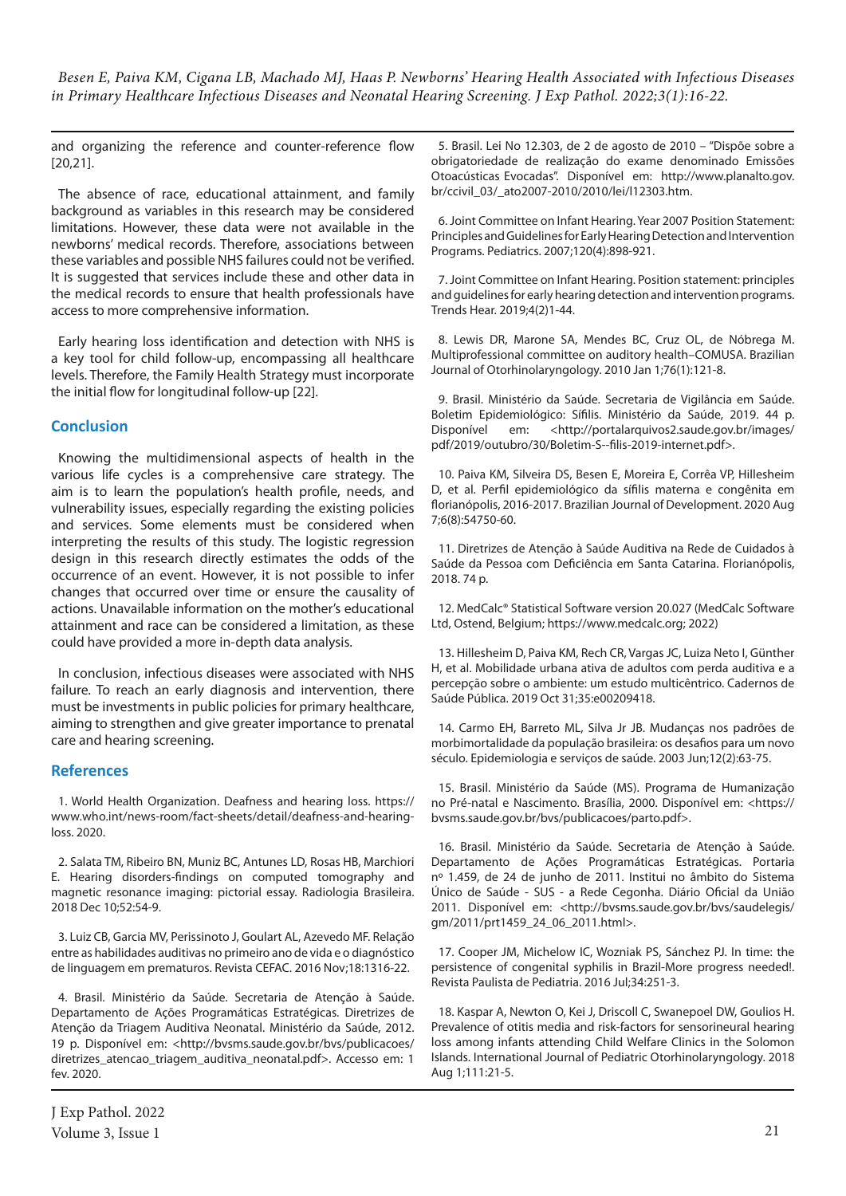and organizing the reference and counter-reference flow [20,21].

The absence of race, educational attainment, and family background as variables in this research may be considered limitations. However, these data were not available in the newborns' medical records. Therefore, associations between these variables and possible NHS failures could not be verified. It is suggested that services include these and other data in the medical records to ensure that health professionals have access to more comprehensive information.

Early hearing loss identification and detection with NHS is a key tool for child follow-up, encompassing all healthcare levels. Therefore, the Family Health Strategy must incorporate the initial flow for longitudinal follow-up [22].

## Conclusion

Knowing the multidimensional aspects of health in the various life cycles is a comprehensive care strategy. The aim is to learn the population's health profile, needs, and vulnerability issues, especially regarding the existing policies and services. Some elements must be considered when interpreting the results of this study. The logistic regression design in this research directly estimates the odds of the occurrence of an event. However, it is not possible to infer changes that occurred over time or ensure the causality of actions. Unavailable information on the mother's educational attainment and race can be considered a limitation, as these could have provided a more in-depth data analysis.

In conclusion, infectious diseases were associated with NHS failure. To reach an early diagnosis and intervention, there must be investments in public policies for primary healthcare, aiming to strengthen and give greater importance to prenatal care and hearing screening.

## References

1. World Health Organization. Deafness and hearing loss. https://www.who.int/news-room/fact-sheets/detail/deafness-and-hearing-loss. 2020.

2. Salata TM, Ribeiro BN, Muniz BC, Antunes LD, Rosas HB, Marchiori E. Hearing disorders-findings on computed tomography and magnetic resonance imaging: pictorial essay. Radiologia Brasileira. 2018 Dec 10;52:54-9.

3. Luiz CB, Garcia MV, Perissinoto J, Goulart AL, Azevedo MF. Relação entre as habilidades auditivas no primeiro ano de vida e o diagnóstico de linguagem em prematuros. Revista CEFAC. 2016 Nov;18:1316-22.

4. Brasil. Ministério da Saúde. Secretaria de Atenção à Saúde. Departamento de Ações Programáticas Estratégicas. Diretrizes de Atenção da Triagem Auditiva Neonatal. Ministério da Saúde, 2012. 19 p. Disponível em: <http://bvsms.saude.gov.br/bvs/publicacoes/diretrizes_atencao_triagem_auditiva_neonatal.pdf>. Accesso em: 1 fev. 2020.

5. Brasil. Lei No 12.303, de 2 de agosto de 2010 – "Dispõe sobre a obrigatoriedade de realização do exame denominado Emissões Otoacústicas Evocadas". Disponível em: http://www.planalto.gov.br/ccivil_03/_ato2007-2010/2010/lei/l12303.htm.

6. Joint Committee on Infant Hearing. Year 2007 Position Statement: Principles and Guidelines for Early Hearing Detection and Intervention Programs. Pediatrics. 2007;120(4):898-921.

7. Joint Committee on Infant Hearing. Position statement: principles and guidelines for early hearing detection and intervention programs. Trends Hear. 2019;4(2)1-44.

8. Lewis DR, Marone SA, Mendes BC, Cruz OL, de Nóbrega M. Multiprofessional committee on auditory health–COMUSA. Brazilian Journal of Otorhinolaryngology. 2010 Jan 1;76(1):121-8.

9. Brasil. Ministério da Saúde. Secretaria de Vigilância em Saúde. Boletim Epidemiológico: Sífilis. Ministério da Saúde, 2019. 44 p. Disponível em: <http://portalarquivos2.saude.gov.br/images/pdf/2019/outubro/30/Boletim-S--filis-2019-internet.pdf>.

10. Paiva KM, Silveira DS, Besen E, Moreira E, Corrêa VP, Hillesheim D, et al. Perfil epidemiológico da sífilis materna e congênita em florianópolis, 2016-2017. Brazilian Journal of Development. 2020 Aug 7;6(8):54750-60.

11. Diretrizes de Atenção à Saúde Auditiva na Rede de Cuidados à Saúde da Pessoa com Deficiência em Santa Catarina. Florianópolis, 2018. 74 p.

12. MedCalc® Statistical Software version 20.027 (MedCalc Software Ltd, Ostend, Belgium; https://www.medcalc.org; 2022)

13. Hillesheim D, Paiva KM, Rech CR, Vargas JC, Luiza Neto I, Günther H, et al. Mobilidade urbana ativa de adultos com perda auditiva e a percepção sobre o ambiente: um estudo multicêntrico. Cadernos de Saúde Pública. 2019 Oct 31;35:e00209418.

14. Carmo EH, Barreto ML, Silva Jr JB. Mudanças nos padrões de morbimortalidade da população brasileira: os desafios para um novo século. Epidemiologia e serviços de saúde. 2003 Jun;12(2):63-75.

15. Brasil. Ministério da Saúde (MS). Programa de Humanização no Pré-natal e Nascimento. Brasília, 2000. Disponível em: <https://bvsms.saude.gov.br/bvs/publicacoes/parto.pdf>.

16. Brasil. Ministério da Saúde. Secretaria de Atenção à Saúde. Departamento de Ações Programáticas Estratégicas. Portaria nº 1.459, de 24 de junho de 2011. Institui no âmbito do Sistema Único de Saúde - SUS - a Rede Cegonha. Diário Oficial da União 2011. Disponível em: <http://bvsms.saude.gov.br/bvs/saudelegis/gm/2011/prt1459_24_06_2011.html>.

17. Cooper JM, Michelow IC, Wozniak PS, Sánchez PJ. In time: the persistence of congenital syphilis in Brazil-More progress needed!. Revista Paulista de Pediatria. 2016 Jul;34:251-3.

18. Kaspar A, Newton O, Kei J, Driscoll C, Swanepoel DW, Goulios H. Prevalence of otitis media and risk-factors for sensorineural hearing loss among infants attending Child Welfare Clinics in the Solomon Islands. International Journal of Pediatric Otorhinolaryngology. 2018 Aug 1;111:21-5.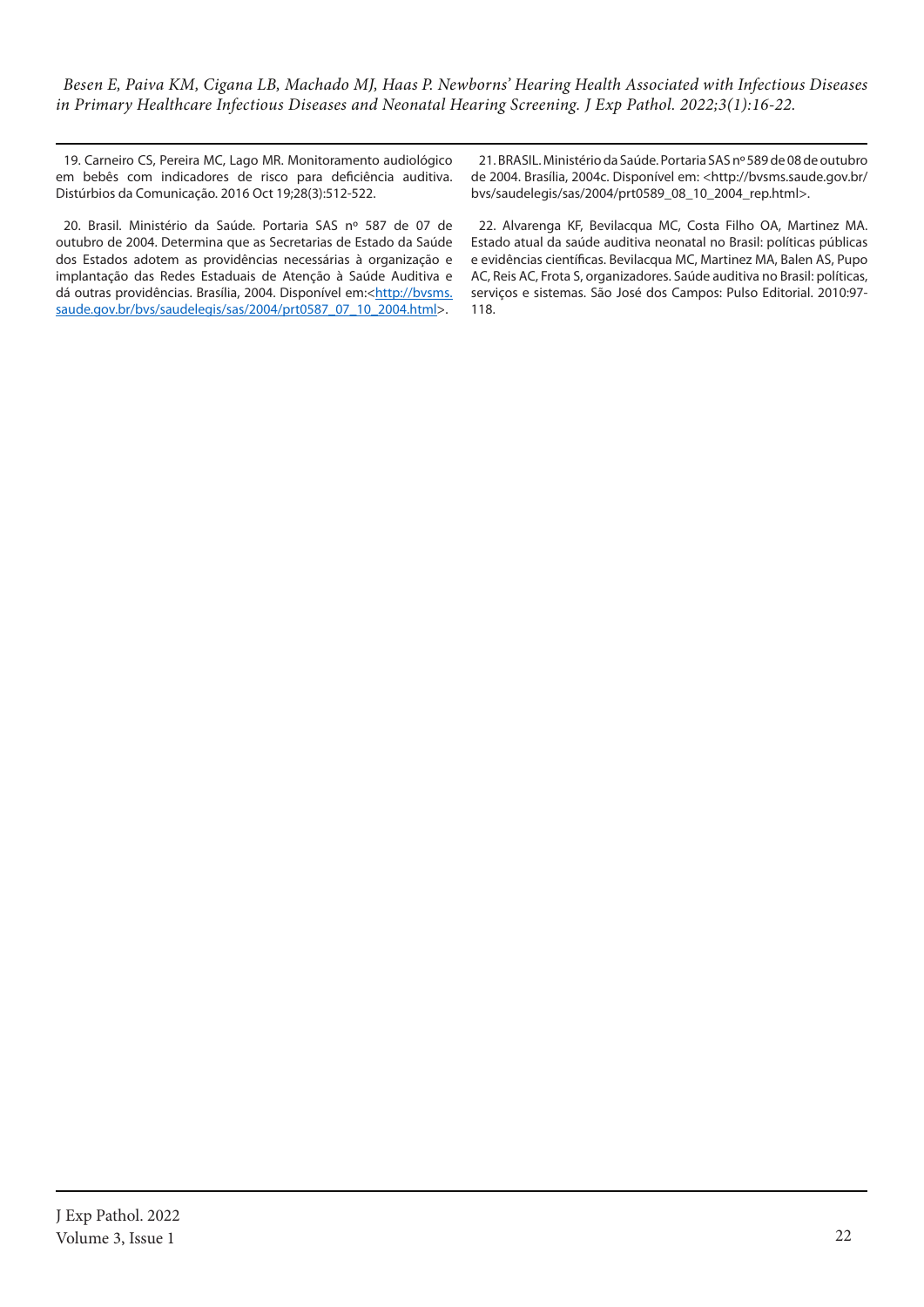19. Carneiro CS, Pereira MC, Lago MR. Monitoramento audiológico em bebês com indicadores de risco para deficiência auditiva. Distúrbios da Comunicação. 2016 Oct 19;28(3):512-522.

20. Brasil. Ministério da Saúde. Portaria SAS nº 587 de 07 de outubro de 2004. Determina que as Secretarias de Estado da Saúde dos Estados adotem as providências necessárias à organização e implantação das Redes Estaduais de Atenção à Saúde Auditiva e dá outras providências. Brasília, 2004. Disponível em:<http://bvsms.saude.gov.br/bvs/saudelegis/sas/2004/prt0587_07_10_2004.html>.

21. BRASIL. Ministério da Saúde. Portaria SAS nº 589 de 08 de outubro de 2004. Brasília, 2004c. Disponível em: <http://bvsms.saude.gov.br/bvs/saudelegis/sas/2004/prt0589_08_10_2004_rep.html>.

22. Alvarenga KF, Bevilacqua MC, Costa Filho OA, Martinez MA. Estado atual da saúde auditiva neonatal no Brasil: políticas públicas e evidências científicas. Bevilacqua MC, Martinez MA, Balen AS, Pupo AC, Reis AC, Frota S, organizadores. Saúde auditiva no Brasil: políticas, serviços e sistemas. São José dos Campos: Pulso Editorial. 2010:97-118.